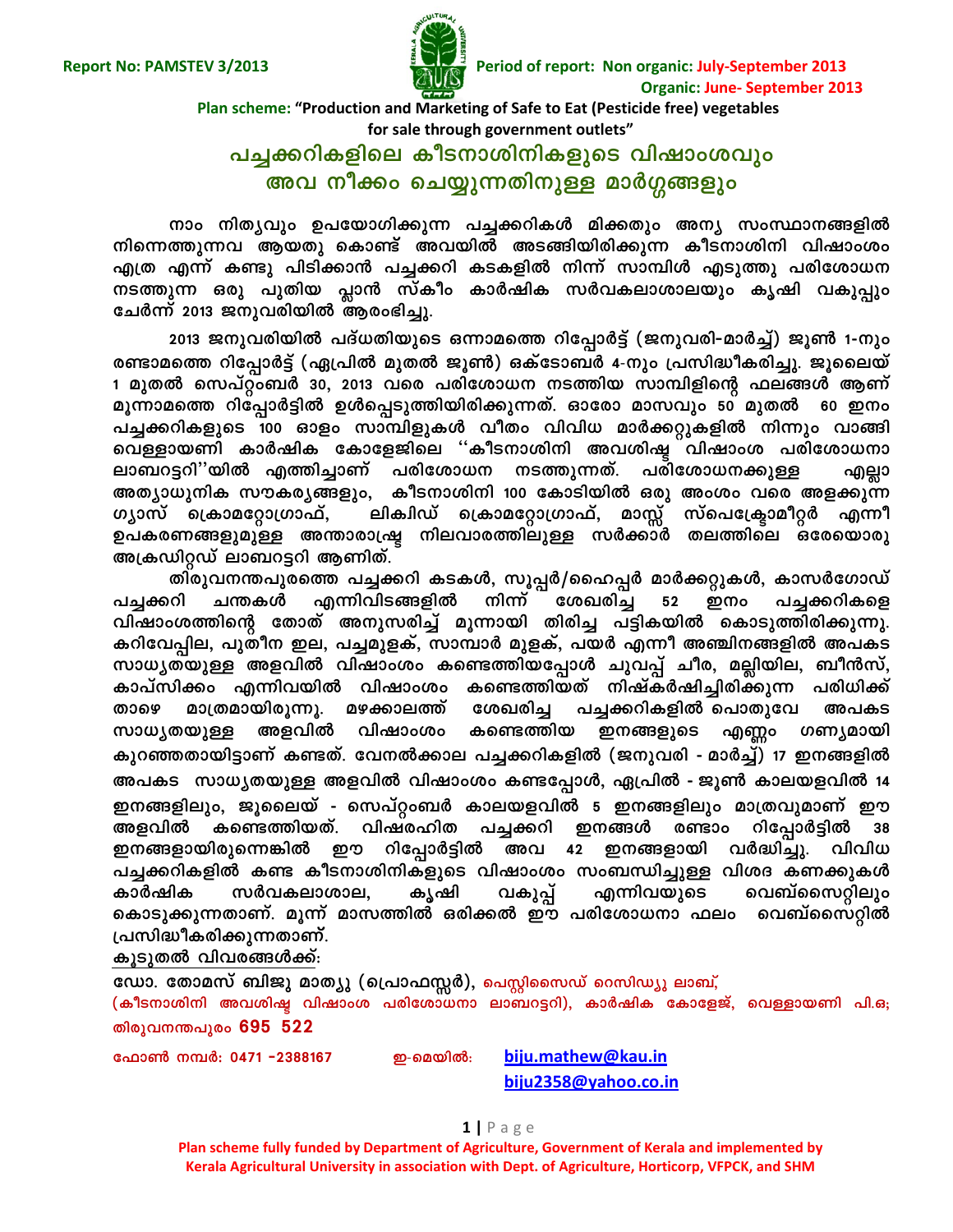Report No: PAMSTEV 3/2013

Period of report: Non organic: July-September 2013
Organic: June- September 2013

**Plan scheme: "Production and Marketing of Safe to Eat (Pesticide free) vegetables for sale through government outlets"**

# പച്ചക്കറികളിലെ കീടനാശിനികളുടെ വിഷാംശവും അവ നീക്കം ചെയ്യുന്നതിനുള്ള മാർഗ്ഗങ്ങളും

നാം നിത്യവും ഉപയോഗിക്കുന്ന പച്ചക്കറികൾ മിക്കതും അന്യ സംസ്ഥാനങ്ങളിൽ നിന്നെത്തുന്നവ ആയതു കൊണ്ട് അവയിൽ അടങ്ങിയിരിക്കുന്ന കീടനാശിനി വിഷാംശം എത്ര എന്ന് കണ്ടു പിടിക്കാൻ പച്ചക്കറി കടകളിൽ നിന്ന് സാമ്പിൾ എടുത്തു പരിശോധന നടത്തുന്ന ഒരു പുതിയ പ്ലാൻ സ്കീം കാർഷിക സർവകലാശാലയും കൃഷി വകുപ്പും ചേർന്ന് 2013 ജനുവരിയിൽ ആരംഭിച്ചു.

2013 ജനുവരിയിൽ പദ്ധതിയുടെ ഒന്നാമത്തെ റിപ്പോർട്ട് (ജനുവരി-മാർച്ച്) ജൂൺ 1-നും രണ്ടാമത്തെ റിപ്പോർട്ട് (ഏപ്രിൽ മുതൽ ജൂൺ) ഒക്ടോബർ 4-നും പ്രസിദ്ധീകരിച്ചു. ജൂലൈയ് 1 മുതൽ സെപ്റ്റംബർ 30, 2013 വരെ പരിശോധന നടത്തിയ സാമ്പിളിന്റെ ഫലങ്ങൾ ആണ് മൂന്നാമത്തെ റിപ്പോർട്ടിൽ ഉൾപ്പെടുത്തിയിരിക്കുന്നത്. ഓരോ മാസവും 50 മുതൽ 60 ഇനം പച്ചക്കറികളുടെ 100 ഓളം സാമ്പിളുകൾ വീതം വിവിധ മാർക്കറ്റുകളിൽ നിന്നും വാങ്ങി വെള്ളായണി കാർഷിക കോളേജിലെ ''കീടനാശിനി അവശിഷ്ട വിഷാംശ പരിശോധനാ ലാബറട്ടറി''യിൽ എത്തിച്ചാണ് പരിശോധന നടത്തുന്നത്. പരിശോധനക്കുള്ള എല്ലാ അത്യാധുനിക സൗകര്യങ്ങളും, കീടനാശിനി 100 കോടിയിൽ ഒരു അംശം വരെ അളക്കുന്ന ഗ്യാസ് ക്രൊമറ്റോഗ്രാഫ്, ലിക്വിഡ് ക്രൊമറ്റോഗ്രാഫ്, മാസ്സ് സ്പെക്ട്രോമീറ്റർ എന്നീ ഉപകരണങ്ങളുമുള്ള അന്താരാഷ്ട്ര നിലവാരത്തിലുള്ള സർക്കാർ തലത്തിലെ ഒരേയൊരു അക്രഡിറ്റഡ് ലാബറട്ടറി ആണിത്.

തിരുവനന്തപുരത്തെ പച്ചക്കറി കടകൾ, സൂപ്പർ/ഹൈപ്പർ മാർക്കറ്റുകൾ, കാസർഗോഡ് പച്ചക്കറി ചന്തകൾ എന്നിവിടങ്ങളിൽ നിന്ന് ശേഖരിച്ച 52 ഇനം പച്ചക്കറികളെ വിഷാംശത്തിന്റെ തോത് അനുസരിച്ച് മൂന്നായി തിരിച്ച പട്ടികയിൽ കൊടുത്തിരിക്കുന്നു. കറിവേപ്പില, പുതീന ഇല, പച്ചമുളക്, സാമ്പാർ മുളക്, പയർ എന്നീ അഞ്ചിനങ്ങളിൽ അപകട സാധ്യതയുള്ള അളവിൽ വിഷാംശം കണ്ടെത്തിയപ്പോൾ ചുവപ്പ് ചീര, മല്ലിയില, ബീൻസ്, കാപ്സിക്കം എന്നിവയിൽ വിഷാംശം കണ്ടെത്തിയത് നിഷ്കർഷിച്ചിരിക്കുന്ന പരിധിക്ക് താഴെ മാത്രമായിരുന്നു. മഴക്കാലത്ത് ശേഖരിച്ച പച്ചക്കറികളിൽ പൊതുവേ അപകട സാധ്യതയുള്ള അളവിൽ വിഷാംശം കണ്ടെത്തിയ ഇനങ്ങളുടെ എണ്ണം ഗണ്യമായി കുറഞ്ഞതായിട്ടാണ് കണ്ടത്. വേനൽക്കാല പച്ചക്കറികളിൽ (ജനുവരി - മാർച്ച്) 17 ഇനങ്ങളിൽ അപകട സാധ്യതയുള്ള അളവിൽ വിഷാംശം കണ്ടപ്പോൾ, ഏപ്രിൽ - ജൂൺ കാലയളവിൽ 14 ഇനങ്ങളിലും, ജൂലൈയ് - സെപ്റ്റംബർ കാലയളവിൽ 5 ഇനങ്ങളിലും മാത്രവുമാണ് ഈ അളവിൽ കണ്ടെത്തിയത്. വിഷരഹിത പച്ചക്കറി ഇനങ്ങൾ രണ്ടാം റിപ്പോർട്ടിൽ 38 ഇനങ്ങളായിരുന്നെങ്കിൽ ഈ റിപ്പോർട്ടിൽ അവ 42 ഇനങ്ങളായി വർദ്ധിച്ചു. വിവിധ പച്ചക്കറികളിൽ കണ്ട കീടനാശിനികളുടെ വിഷാംശം സംബന്ധിച്ചുള്ള വിശദ കണക്കുകൾ കാർഷിക സർവകലാശാല, കൃഷി വകുപ്പ് എന്നിവയുടെ വെബ്സൈറ്റിലും കൊടുക്കുന്നതാണ്. മൂന്ന് മാസത്തിൽ ഒരിക്കൽ ഈ പരിശോധനാ ഫലം വെബ്സൈറ്റിൽ പ്രസിദ്ധീകരിക്കുന്നതാണ്.

**കൂടുതൽ വിവരങ്ങൾക്ക്:**

ഡോ. തോമസ് ബിജു മാത്യു (പ്രൊഫസ്സർ), പെസ്റ്റിസൈഡ് റെസിഡ്യു ലാബ്, (കീടനാശിനി അവശിഷ്ട വിഷാംശ പരിശോധനാ ലാബറട്ടറി), കാർഷിക കോളേജ്, വെള്ളായണി പി.ഒ; തിരുവനന്തപുരം 695 522

ഫോൺ നമ്പർ: 0471 -2388167 ഇ-മെയിൽ: biju.mathew@kau.in
biju2358@yahoo.co.in

Plan scheme fully funded by Department of Agriculture, Government of Kerala and implemented by Kerala Agricultural University in association with Dept. of Agriculture, Horticorp, VFPCK, and SHM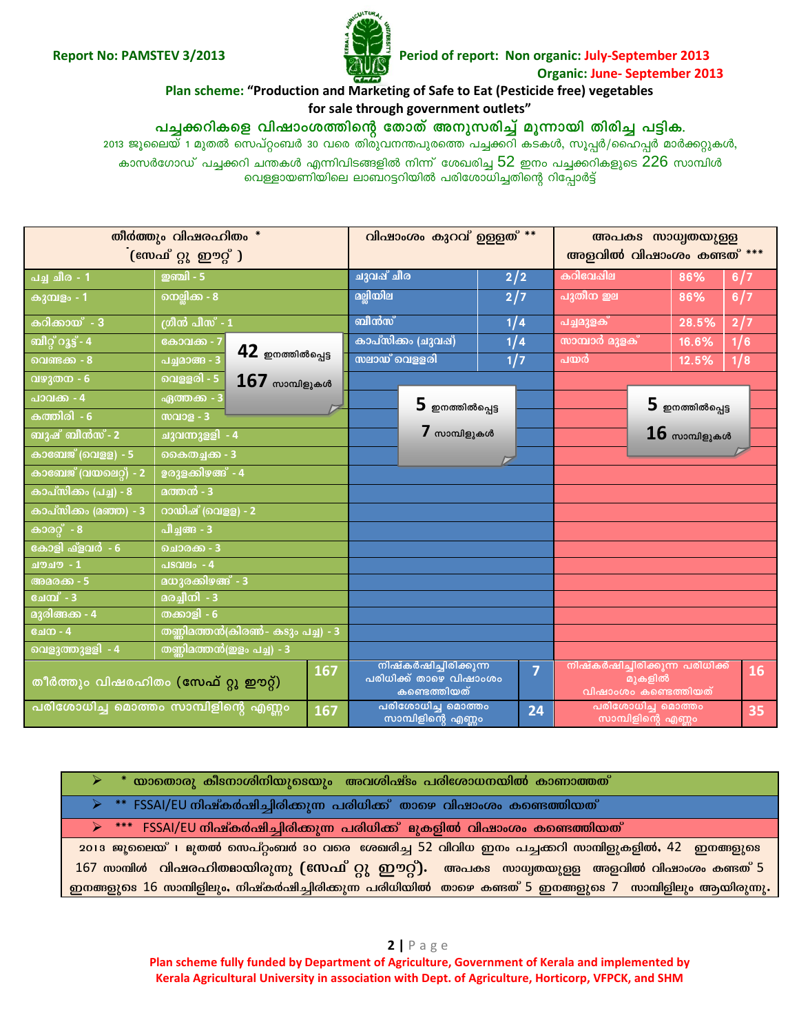**Report No: PAMSTEV 3/2013**

**Period of report: Non organic: July-September 2013**
**Organic: June- September 2013**

**Plan scheme: "Production and Marketing of Safe to Eat (Pesticide free) vegetables for sale through government outlets"**

## പച്ചക്കറികളെ വിഷാംശത്തിന്റെ തോത് അനുസരിച്ച് മൂന്നായി തിരിച്ച പട്ടിക.

2013 ജൂലൈയ് 1 മുതൽ സെപ്റ്റംബർ 30 വരെ തിരുവനന്തപുരത്തെ പച്ചക്കറി കടകൾ, സൂപ്പർ/ഹൈപ്പർ മാർക്കറ്റുകൾ, കാസർഗോഡ് പച്ചക്കറി ചന്തകൾ എന്നിവിടങ്ങളിൽ നിന്ന് ശേഖരിച്ച 52 ഇനം പച്ചക്കറികളുടെ 226 സാമ്പിൾ വെള്ളായണിയിലെ ലാബറട്ടറിയിൽ പരിശോധിച്ചതിന്റെ റിപ്പോർട്ട്

| തീർത്തും വിഷരഹിതം * (സേഫ് റ്റു ഈറ്റ്) | | വിഷാംശം കുറവ് ഉള്ളത് ** | | അപകട സാധ്യതയുള്ള അളവിൽ വിഷാംശം കണ്ടത് *** | | |
|---|---|---|---|---|---|---|
| പച്ച ചീര - 1 | ഇഞ്ചി - 5 | ചുവപ്പ് ചീര | 2/2 | കറിവേപ്പില | 86% | 6/7 |
| കുമ്പളം - 1 | നെല്ലിക്ക - 8 | മല്ലിയില | 2/7 | പുതിന ഇല | 86% | 6/7 |
| കറിക്കായ് - 3 | ഗ്രീൻ പീസ് - 1 | ബീൻസ് | 1/4 | പച്ചമുളക് | 28.5% | 2/7 |
| ബീറ്റ് റൂട്ട് - 4 | കോവക്ക - 7 | കാപ്സിക്കം (ചുവപ്പ്) | 1/4 | സാമ്പാർ മുളക് | 16.6% | 1/6 |
| വെണ്ടക്ക - 8 | പച്ചമാങ്ങ - 3 | സലാഡ് വെള്ളരി | 1/7 | പയർ | 12.5% | 1/8 |
| വഴുതന - 6 | വെള്ളരി - 5 | | | | | |
| പാവക്ക - 4 | ഏത്തക്ക - 3 | | | | | |
| കത്തിരി - 6 | സവാള - 3 | | | | | |
| ബുഷ് ബീൻസ് - 2 | ചുവന്നുള്ളി - 4 | | | | | |
| കാബേജ് (വെള്ള) - 5 | കൈതച്ചക്ക - 3 | | | | | |
| കാബേജ് (വയലെറ്റ്) - 2 | ഉരുളക്കിഴങ്ങ് - 4 | | | | | |
| കാപ്സിക്കം (പച്ച) - 8 | മത്തൻ - 3 | | | | | |
| കാപ്സിക്കം (മഞ്ഞ) - 3 | റാഡിഷ് (വെള്ള) - 2 | | | | | |
| കാരറ്റ് - 8 | പീച്ചങ്ങ - 3 | | | | | |
| കോളി ഫ്ളവർ - 6 | ചൊരക്ക - 3 | | | | | |
| ചൗചൗ - 1 | പടവലം - 4 | | | | | |
| അമരക്ക - 5 | മധുരക്കിഴങ്ങ് - 3 | | | | | |
| ചേമ്പ് - 3 | മരച്ചീനി - 3 | | | | | |
| മുരിങ്ങക്ക - 4 | തക്കാളി - 6 | | | | | |
| ചേന - 4 | തണ്ണിമത്തൻ(കിരൺ- കടും പച്ച) - 3 | | | | | |
| വെളുത്തുള്ളി - 4 | തണ്ണിമത്തൻ(ഇളം പച്ച) - 3 | | | | | |
| തീർത്തും വിഷരഹിതം (സേഫ് റ്റു ഈറ്റ്) | 167 | നിഷ്കർഷിച്ചിരിക്കുന്ന പരിധിക്ക് താഴെ വിഷാംശം കണ്ടെത്തിയത് | 7 | നിഷ്കർഷിച്ചിരിക്കുന്ന പരിധിക്ക് മുകളിൽ വിഷാംശം കണ്ടെത്തിയത് | | 16 |
| പരിശോധിച്ച മൊത്തം സാമ്പിളിന്റെ എണ്ണം | 167 | പരിശോധിച്ച മൊത്തം സാമ്പിളിന്റെ എണ്ണം | 24 | പരിശോധിച്ച മൊത്തം സാമ്പിളിന്റെ എണ്ണം | | 35 |

**42** ഇനത്തിൽപ്പെട്ട **167** സാമ്പിളുകൾ

**5** ഇനത്തിൽപ്പെട്ട **7** സാമ്പിളുകൾ

**5** ഇനത്തിൽപ്പെട്ട **16** സാമ്പിളുകൾ

- \* യാതൊരു കീടനാശിനിയുടെയും അവശിഷ്ടം പരിശോധനയിൽ കാണാത്തത്
- ** FSSAI/EU നിഷ്കർഷിച്ചിരിക്കുന്ന പരിധിക്ക് താഴെ വിഷാംശം കണ്ടെത്തിയത്
- *** FSSAI/EU നിഷ്കർഷിച്ചിരിക്കുന്ന പരിധിക്ക് മുകളിൽ വിഷാംശം കണ്ടെത്തിയത്

2013 ജൂലൈയ് 1 മുതൽ സെപ്റ്റംബർ 30 വരെ ശേഖരിച്ച 52 വിവിധ ഇനം പച്ചക്കറി സാമ്പിളുകളിൽ, 42 ഇനങ്ങളുടെ 167 സാമ്പിൾ വിഷരഹിതമായിരുന്നു (സേഫ് റ്റു ഈറ്റ്). അപകട സാധ്യതയുള്ള അളവിൽ വിഷാംശം കണ്ടത് 5 ഇനങ്ങളുടെ 16 സാമ്പിളിലും, നിഷ്കർഷിച്ചിരിക്കുന്ന പരിധിയിൽ താഴെ കണ്ടത് 5 ഇനങ്ങളുടെ 7 സാമ്പിളിലും ആയിരുന്നു.

**Plan scheme fully funded by Department of Agriculture, Government of Kerala and implemented by Kerala Agricultural University in association with Dept. of Agriculture, Horticorp, VFPCK, and SHM**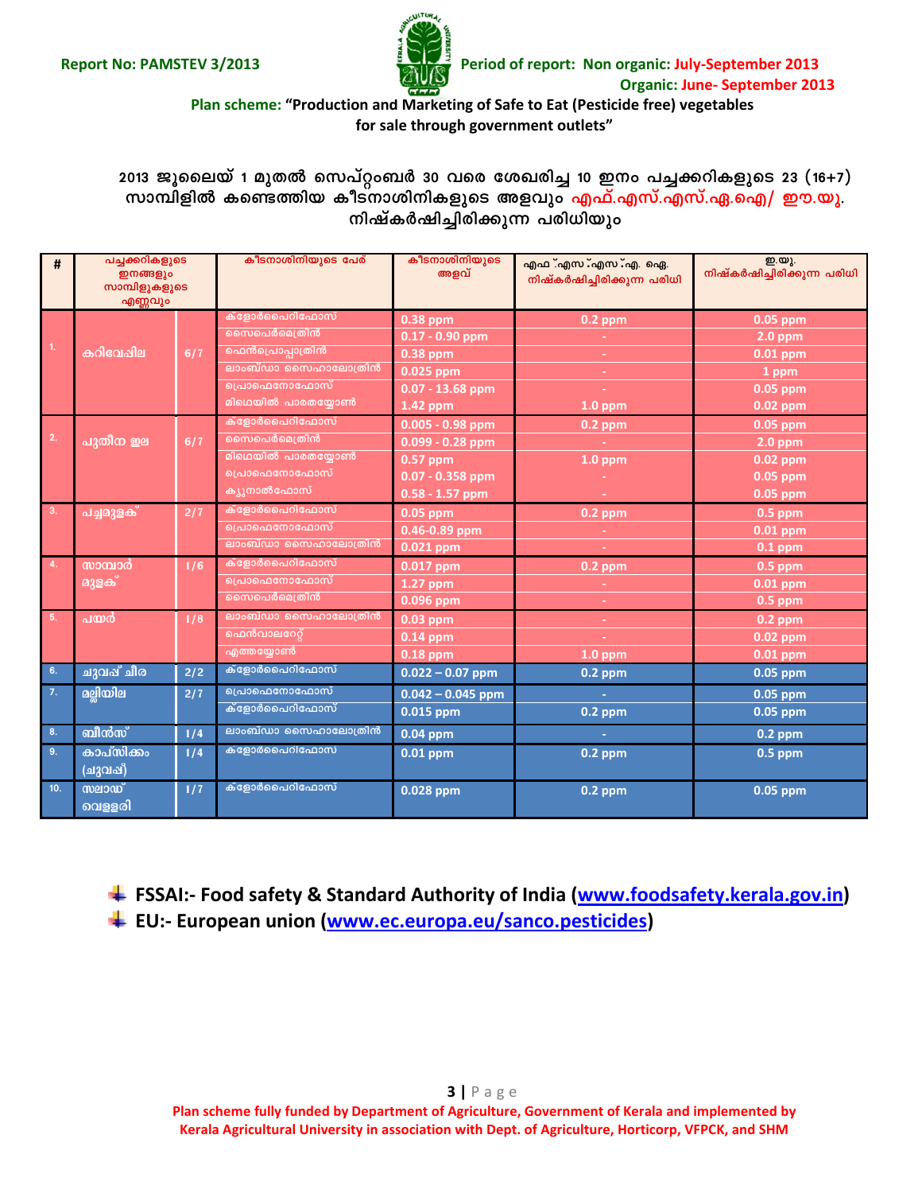Report No: PAMSTEV 3/2013

Period of report: Non organic: July-September 2013
Organic: June- September 2013

Plan scheme: **"Production and Marketing of Safe to Eat (Pesticide free) vegetables for sale through government outlets"**

## 2013 ജൂലൈയ് 1 മുതൽ സെപ്റ്റംബർ 30 വരെ ശേഖരിച്ച 10 ഇനം പച്ചക്കറികളുടെ 23 (16+7) സാമ്പിളിൽ കണ്ടെത്തിയ കീടനാശിനികളുടെ അളവും എഫ്.എസ്.എസ്.എ.ഐ/ ഈ.യു. നിഷ്കർഷിച്ചിരിക്കുന്ന പരിധിയും

| # | പച്ചക്കറികളുടെ ഇനങ്ങളും സാമ്പിളുകളുടെ എണ്ണവും | | കീടനാശിനിയുടെ പേര് | കീടനാശിനിയുടെ അളവ് | എഫ്.എസ്.എസ്.എ. ഐ. നിഷ്കർഷിച്ചിരിക്കുന്ന പരിധി | ഇ.യു. നിഷ്കർഷിച്ചിരിക്കുന്ന പരിധി |
|---|---|---|---|---|---|---|
| 1. | കറിവേപ്പില | 6/7 | ക്ളോർപൈറിഫോസ് | 0.38 ppm | 0.2 ppm | 0.05 ppm |
| | | | സൈപെർമെത്രിൻ | 0.17 - 0.90 ppm | - | 2.0 ppm |
| | | | ഫെൻപ്രൊപ്പാത്രിൻ | 0.38 ppm | - | 0.01 ppm |
| | | | ലാംബ്ഡാ സൈഹാലോത്രിൻ | 0.025 ppm | - | 1 ppm |
| | | | പ്രൊഫെനോഫോസ് | 0.07 - 13.68 ppm | - | 0.05 ppm |
| | | | മിഥെയിൽ പാരതയോൺ | 1.42 ppm | 1.0 ppm | 0.02 ppm |
| 2. | പുതിന ഇല | 6/7 | ക്ളോർപൈറിഫോസ് | 0.005 - 0.98 ppm | 0.2 ppm | 0.05 ppm |
| | | | സൈപെർമെത്രിൻ | 0.099 - 0.28 ppm | - | 2.0 ppm |
| | | | മിഥെയിൽ പാരതയോൺ | 0.57 ppm | 1.0 ppm | 0.02 ppm |
| | | | പ്രൊഫെനോഫോസ് | 0.07 - 0.358 ppm | - | 0.05 ppm |
| | | | ക്യുനാൽഫോസ് | 0.58 - 1.57 ppm | - | 0.05 ppm |
| 3. | പച്ചമുളക് | 2/7 | ക്ളോർപൈറിഫോസ് | 0.05 ppm | 0.2 ppm | 0.5 ppm |
| | | | പ്രൊഫെനോഫോസ് | 0.46-0.89 ppm | - | 0.01 ppm |
| | | | ലാംബ്ഡാ സൈഹാലോത്രിൻ | 0.021 ppm | - | 0.1 ppm |
| 4. | സാമ്പാർ മുളക് | 1/6 | ക്ളോർപൈറിഫോസ് | 0.017 ppm | 0.2 ppm | 0.5 ppm |
| | | | പ്രൊഫെനോഫോസ് | 1.27 ppm | - | 0.01 ppm |
| | | | സൈപെർമെത്രിൻ | 0.096 ppm | - | 0.5 ppm |
| 5. | പയർ | 1/8 | ലാംബ്ഡാ സൈഹാലോത്രിൻ | 0.03 ppm | - | 0.2 ppm |
| | | | ഫെൻവാലറേറ്റ് | 0.14 ppm | - | 0.02 ppm |
| | | | എത്തയോൺ | 0.18 ppm | 1.0 ppm | 0.01 ppm |
| 6. | ചുവപ്പ് ചീര | 2/2 | ക്ളോർപൈറിഫോസ് | 0.022 – 0.07 ppm | 0.2 ppm | 0.05 ppm |
| 7. | മല്ലിയില | 2/7 | പ്രൊഫെനോഫോസ് | 0.042 – 0.045 ppm | - | 0.05 ppm |
| | | | ക്ളോർപൈറിഫോസ് | 0.015 ppm | 0.2 ppm | 0.05 ppm |
| 8. | ബീൻസ് | 1/4 | ലാംബ്ഡാ സൈഹാലോത്രിൻ | 0.04 ppm | - | 0.2 ppm |
| 9. | കാപ്സിക്കം (ചുവപ്പ്) | 1/4 | ക്ളോർപൈറിഫോസ് | 0.01 ppm | 0.2 ppm | 0.5 ppm |
| 10. | സലാഡ് വെള്ളരി | 1/7 | ക്ളോർപൈറിഫോസ് | 0.028 ppm | 0.2 ppm | 0.05 ppm |

- **FSSAI:- Food safety & Standard Authority of India (www.foodsafety.kerala.gov.in)**
- **EU:- European union (www.ec.europa.eu/sanco.pesticides)**

Plan scheme fully funded by Department of Agriculture, Government of Kerala and implemented by Kerala Agricultural University in association with Dept. of Agriculture, Horticorp, VFPCK, and SHM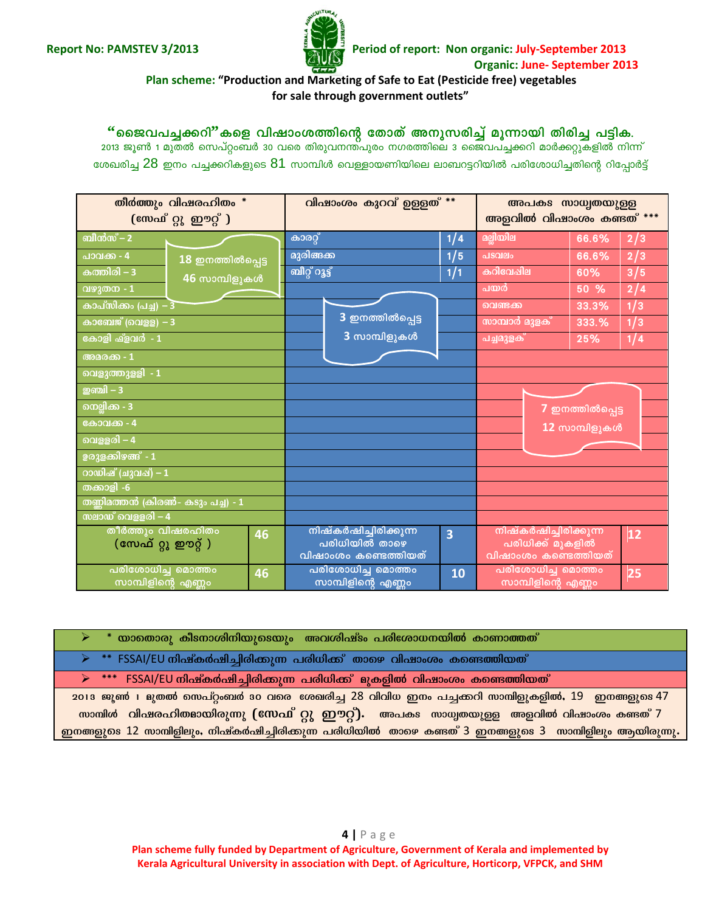Report No: PAMSTEV 3/2013

Period of report: Non organic: July-September 2013
Organic: June- September 2013

**Plan scheme:** "Production and Marketing of Safe to Eat (Pesticide free) vegetables for sale through government outlets"

## "ജൈവപച്ചക്കറി"കളെ വിഷാംശത്തിന്റെ തോത് അനുസരിച്ച് മൂന്നായി തിരിച്ച പട്ടിക.

2013 ജൂൺ 1 മുതൽ സെപ്റ്റംബർ 30 വരെ തിരുവനന്തപുരം നഗരത്തിലെ 3 ജൈവപച്ചക്കറി മാർക്കറ്റുകളിൽ നിന്ന് ശേഖരിച്ച 28 ഇനം പച്ചക്കറികളുടെ 81 സാമ്പിൾ വെള്ളായണിയിലെ ലാബറട്ടറിയിൽ പരിശോധിച്ചതിന്റെ റിപ്പോർട്ട്

| തീർത്തും വിഷരഹിതം * (സേഫ് റ്റു ഈറ്റ് ) | | വിഷാംശം കുറവ് ഉള്ളത് ** | | അപകട സാധ്യതയുള്ള അളവിൽ വിഷാംശം കണ്ടത് *** | | |
|---|---|---|---|---|---|---|
| ബീൻസ് – 2 | | കാരറ്റ് | 1/4 | മല്ലിയില | 66.6% | 2/3 |
| പാവക്ക - 4 | | മുരിങ്ങക്ക | 1/5 | പടവലം | 66.6% | 2/3 |
| കത്തിരി – 3 | | ബീറ്റ് റൂട്ട് | 1/1 | കറിവേപ്പില | 60% | 3/5 |
| വഴുതന - 1 | | | | പയർ | 50 % | 2/4 |
| കാപ്സിക്കം (പച്ച) – 3 | | | | വെണ്ടക്ക | 33.3% | 1/3 |
| കാബേജ് (വെളള) – 3 | | | | സാമ്പാർ മുളക് | 333.% | 1/3 |
| കോളി ഫ്ളവർ - 1 | | | | പച്ചമുളക് | 25% | 1/4 |
| അമരക്ക - 1 | | | | | | |
| വെളുത്തുള്ളി - 1 | | | | | | |
| ഇഞ്ചി – 3 | | | | | | |
| നെല്ലിക്ക - 3 | | | | | | |
| കോവക്ക - 4 | | | | | | |
| വെള്ളരി – 4 | | | | | | |
| ഉരുളക്കിഴങ്ങ് - 1 | | | | | | |
| റാഡിഷ് (ചുവപ്പ്) – 1 | | | | | | |
| തക്കാളി -6 | | | | | | |
| തണ്ണിമത്തൻ (കിരൺ- കടും പച്ച) - 1 | | | | | | |
| സലാഡ് വെള്ളരി – 4 | | | | | | |
| 18 ഇനത്തിൽപ്പെട്ട 46 സാമ്പിളുകൾ | | 3 ഇനത്തിൽപ്പെട്ട 3 സാമ്പിളുകൾ | | 7 ഇനത്തിൽപ്പെട്ട 12 സാമ്പിളുകൾ | | |
| തീർത്തും വിഷരഹിതം (സേഫ് റ്റു ഈറ്റ് ) | 46 | നിഷ്കർഷിച്ചിരിക്കുന്ന പരിധിയിൽ താഴെ വിഷാംശം കണ്ടെത്തിയത് | 3 | നിഷ്കർഷിച്ചിരിക്കുന്ന പരിധിക്ക് മുകളിൽ വിഷാംശം കണ്ടെത്തിയത് | 12 | |
| പരിശോധിച്ച മൊത്തം സാമ്പിളിന്റെ എണ്ണം | 46 | പരിശോധിച്ച മൊത്തം സാമ്പിളിന്റെ എണ്ണം | 10 | പരിശോധിച്ച മൊത്തം സാമ്പിളിന്റെ എണ്ണം | 25 | |

- * യാതൊരു കീടനാശിനിയുടെയും അവശിഷ്ടം പരിശോധനയിൽ കാണാത്തത്
- ** FSSAI/EU നിഷ്കർഷിച്ചിരിക്കുന്ന പരിധിക്ക് താഴെ വിഷാംശം കണ്ടെത്തിയത്
- *** FSSAI/EU നിഷ്കർഷിച്ചിരിക്കുന്ന പരിധിക്ക് മുകളിൽ വിഷാംശം കണ്ടെത്തിയത്

2013 ജൂൺ 1 മുതൽ സെപ്റ്റംബർ 30 വരെ ശേഖരിച്ച 28 വിവിധ ഇനം പച്ചക്കറി സാമ്പിളുകളിൽ, 19 ഇനങ്ങളുടെ 47 സാമ്പിൾ വിഷരഹിതമായിരുന്നു (സേഫ് റ്റു ഈറ്റ്). അപകട സാധ്യതയുള്ള അളവിൽ വിഷാംശം കണ്ടത് 7 ഇനങ്ങളുടെ 12 സാമ്പിളിലും, നിഷ്കർഷിച്ചിരിക്കുന്ന പരിധിയിൽ താഴെ കണ്ടത് 3 ഇനങ്ങളുടെ 3 സാമ്പിളിലും ആയിരുന്നു.

Plan scheme fully funded by Department of Agriculture, Government of Kerala and implemented by Kerala Agricultural University in association with Dept. of Agriculture, Horticorp, VFPCK, and SHM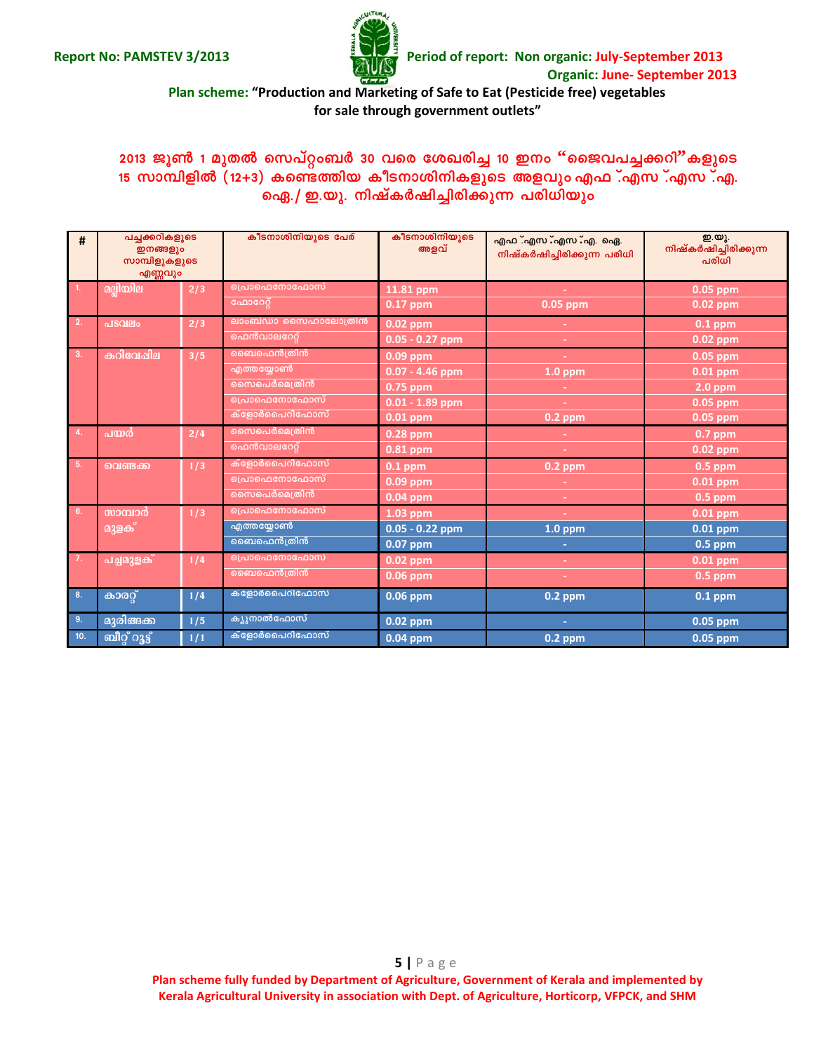**Report No: PAMSTEV 3/2013**

**Period of report: Non organic: July-September 2013**
**Organic: June- September 2013**

**Plan scheme: "Production and Marketing of Safe to Eat (Pesticide free) vegetables for sale through government outlets"**

## 2013 ജൂൺ 1 മുതൽ സെപ്റ്റംബർ 30 വരെ ശേഖരിച്ച 10 ഇനം "ജൈവപച്ചക്കറി"കളുടെ 15 സാമ്പിളിൽ (12+3) കണ്ടെത്തിയ കീടനാശിനികളുടെ അളവും എഫ്.എസ്.എസ്.എ.ഐ./ ഇ.യു. നിഷ്കർഷിച്ചിരിക്കുന്ന പരിധിയും

| # | പച്ചക്കറികളുടെ ഇനങ്ങളും സാമ്പിളുകളുടെ എണ്ണവും | | കീടനാശിനിയുടെ പേര് | കീടനാശിനിയുടെ അളവ് | എഫ്.എസ്.എസ്.എ. ഐ. നിഷ്കർഷിച്ചിരിക്കുന്ന പരിധി | ഇ.യു. നിഷ്കർഷിച്ചിരിക്കുന്ന പരിധി |
|---|---|---|---|---|---|---|
| 1. | മല്ലിയില | 2/3 | പ്രൊഫെനോഫോസ് | 11.81 ppm | - | 0.05 ppm |
| | | | ഫോറേറ്റ് | 0.17 ppm | 0.05 ppm | 0.02 ppm |
| 2. | പടവലം | 2/3 | ലാംബഡാ സൈഹാലോത്രിൻ | 0.02 ppm | - | 0.1 ppm |
| | | | ഫെൻവാലറേറ്റ് | 0.05 - 0.27 ppm | - | 0.02 ppm |
| 3. | കറിവേപ്പില | 3/5 | ബൈഫെൻത്രിൻ | 0.09 ppm | - | 0.05 ppm |
| | | | എത്തയ്യോൺ | 0.07 - 4.46 ppm | 1.0 ppm | 0.01 ppm |
| | | | സൈപെർമെത്രിൻ | 0.75 ppm | - | 2.0 ppm |
| | | | പ്രൊഫെനോഫോസ് | 0.01 - 1.89 ppm | - | 0.05 ppm |
| | | | ക്ളോർപൈറിഫോസ് | 0.01 ppm | 0.2 ppm | 0.05 ppm |
| 4. | പയർ | 2/4 | സൈപെർമെത്രിൻ | 0.28 ppm | - | 0.7 ppm |
| | | | ഫെൻവാലറേറ്റ് | 0.81 ppm | - | 0.02 ppm |
| 5. | വെണ്ടക്ക | 1/3 | ക്ളോർപൈറിഫോസ് | 0.1 ppm | 0.2 ppm | 0.5 ppm |
| | | | പ്രൊഫെനോഫോസ് | 0.09 ppm | - | 0.01 ppm |
| | | | സൈപെർമെത്രിൻ | 0.04 ppm | - | 0.5 ppm |
| 6. | സാമ്പാർ മുളക് | 1/3 | പ്രൊഫെനോഫോസ് | 1.03 ppm | - | 0.01 ppm |
| | | | എത്തയ്യോൺ | 0.05 - 0.22 ppm | 1.0 ppm | 0.01 ppm |
| | | | ബൈഫെൻത്രിൻ | 0.07 ppm | - | 0.5 ppm |
| 7. | പച്ചമുളക് | 1/4 | പ്രൊഫെനോഫോസ് | 0.02 ppm | - | 0.01 ppm |
| | | | ബൈഫെൻത്രിൻ | 0.06 ppm | - | 0.5 ppm |
| 8. | കാരറ്റ് | 1/4 | ക്ളോർപൈറിഫോസ് | 0.06 ppm | 0.2 ppm | 0.1 ppm |
| 9. | മുരിങ്ങക്ക | 1/5 | ക്യൂനാൽഫോസ് | 0.02 ppm | - | 0.05 ppm |
| 10. | ബീറ്റ്റൂട്ട് | 1/1 | ക്ളോർപൈറിഫോസ് | 0.04 ppm | 0.2 ppm | 0.05 ppm |

**Plan scheme fully funded by Department of Agriculture, Government of Kerala and implemented by Kerala Agricultural University in association with Dept. of Agriculture, Horticorp, VFPCK, and SHM**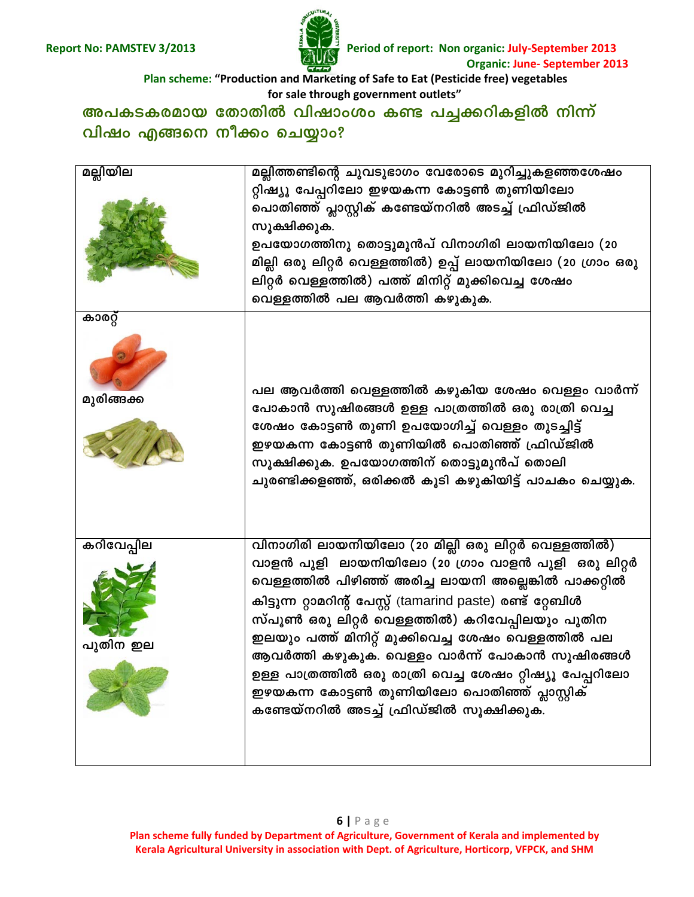Report No: PAMSTEV 3/2013

Period of report: Non organic: July-September 2013
Organic: June- September 2013

Plan scheme: "Production and Marketing of Safe to Eat (Pesticide free) vegetables for sale through government outlets"

## അപകടകരമായ തോതിൽ വിഷാംശം കണ്ട പച്ചക്കറികളിൽ നിന്ന് വിഷം എങ്ങനെ നീക്കം ചെയ്യാം?

| | |
|---|---|
| മല്ലിയില | മല്ലിത്തണ്ടിന്റെ ചുവടുഭാഗം വേരോടെ മുറിച്ചുകളഞ്ഞശേഷം റ്റിഷ്യൂ പേപ്പറിലോ ഇഴയകന്ന കോട്ടൺ തുണിയിലോ പൊതിഞ്ഞ് പ്ലാസ്റ്റിക് കണ്ടേയ്നറിൽ അടച്ച് ഫ്രിഡ്ജിൽ സൂക്ഷിക്കുക. ഉപയോഗത്തിനു തൊട്ടുമുൻപ് വിനാഗിരി ലായനിയിലോ (20 മില്ലി ഒരു ലിറ്റർ വെള്ളത്തിൽ) ഉപ്പ് ലായനിയിലോ (20 ഗ്രാം ഒരു ലിറ്റർ വെള്ളത്തിൽ) പത്ത് മിനിറ്റ് മുക്കിവെച്ച ശേഷം വെള്ളത്തിൽ പല ആവർത്തി കഴുകുക. |
| കാരറ്റ്<br>മുരിങ്ങക്ക | പല ആവർത്തി വെള്ളത്തിൽ കഴുകിയ ശേഷം വെള്ളം വാർന്ന് പോകാൻ സുഷിരങ്ങൾ ഉള്ള പാത്രത്തിൽ ഒരു രാത്രി വെച്ച ശേഷം കോട്ടൺ തുണി ഉപയോഗിച്ച് വെള്ളം തുടച്ചിട്ട് ഇഴയകന്ന കോട്ടൺ തുണിയിൽ പൊതിഞ്ഞ് ഫ്രിഡ്ജിൽ സൂക്ഷിക്കുക. ഉപയോഗത്തിന് തൊട്ടുമുൻപ് തൊലി ചുരണ്ടിക്കളഞ്ഞ്, ഒരിക്കൽ കൂടി കഴുകിയിട്ട് പാചകം ചെയ്യുക. |
| കറിവേപ്പില<br>പുതിന ഇല | വിനാഗിരി ലായനിയിലോ (20 മില്ലി ഒരു ലിറ്റർ വെള്ളത്തിൽ) വാളൻ പുളി ലായനിയിലോ (20 ഗ്രാം വാളൻ പുളി ഒരു ലിറ്റർ വെള്ളത്തിൽ പിഴിഞ്ഞ് അരിച്ച ലായനി അല്ലെങ്കിൽ പാക്കറ്റിൽ കിട്ടുന്ന റ്റാമറിന്റ് പേസ്റ്റ് (tamarind paste) രണ്ട് റ്റേബിൾ സ്പൂൺ ഒരു ലിറ്റർ വെള്ളത്തിൽ) കറിവേപ്പിലയും പുതിന ഇലയും പത്ത് മിനിറ്റ് മുക്കിവെച്ച ശേഷം വെള്ളത്തിൽ പല ആവർത്തി കഴുകുക. വെള്ളം വാർന്ന് പോകാൻ സുഷിരങ്ങൾ ഉള്ള പാത്രത്തിൽ ഒരു രാത്രി വെച്ച ശേഷം റ്റിഷ്യൂ പേപ്പറിലോ ഇഴയകന്ന കോട്ടൺ തുണിയിലോ പൊതിഞ്ഞ് പ്ലാസ്റ്റിക് കണ്ടേയ്നറിൽ അടച്ച് ഫ്രിഡ്ജിൽ സൂക്ഷിക്കുക. |

Plan scheme fully funded by Department of Agriculture, Government of Kerala and implemented by Kerala Agricultural University in association with Dept. of Agriculture, Horticorp, VFPCK, and SHM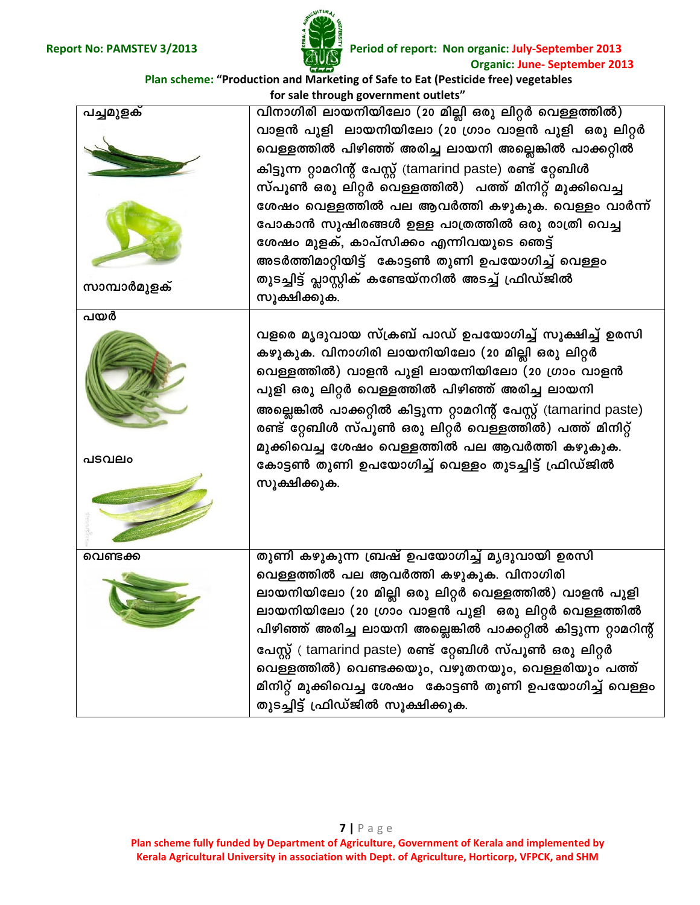| | |
|---|---|
| പച്ചമുളക്<br><br>സാമ്പാർമുളക് | വിനാഗിരി ലായനിയിലോ (20 മില്ലി ഒരു ലിറ്റർ വെള്ളത്തിൽ) വാളൻ പുളി ലായനിയിലോ (20 ഗ്രാം വാളൻ പുളി ഒരു ലിറ്റർ വെള്ളത്തിൽ പിഴിഞ്ഞ് അരിച്ച ലായനി അല്ലെങ്കിൽ പാക്കറ്റിൽ കിട്ടുന്ന റ്റാമറിന്റ് പേസ്റ്റ് (tamarind paste) രണ്ട് റ്റേബിൾ സ്പൂൺ ഒരു ലിറ്റർ വെള്ളത്തിൽ) പത്ത് മിനിറ്റ് മുക്കിവെച്ച ശേഷം വെള്ളത്തിൽ പല ആവർത്തി കഴുകുക. വെള്ളം വാർന്ന് പോകാൻ സുഷിരങ്ങൾ ഉള്ള പാത്രത്തിൽ ഒരു രാത്രി വെച്ച ശേഷം മുളക്, കാപ്സിക്കം എന്നിവയുടെ ഞെട്ട് അടർത്തിമാറ്റിയിട്ട് കോട്ടൺ തുണി ഉപയോഗിച്ച് വെള്ളം തുടച്ചിട്ട് പ്ലാസ്റ്റിക് കണ്ടേയ്നറിൽ അടച്ച് ഫ്രിഡ്ജിൽ സൂക്ഷിക്കുക. |
| പയർ<br><br>പടവലം | വളരെ മൃദുവായ സ്ക്രബ് പാഡ് ഉപയോഗിച്ച് സൂക്ഷിച്ച് ഉരസി കഴുകുക. വിനാഗിരി ലായനിയിലോ (20 മില്ലി ഒരു ലിറ്റർ വെള്ളത്തിൽ) വാളൻ പുളി ലായനിയിലോ (20 ഗ്രാം വാളൻ പുളി ഒരു ലിറ്റർ വെള്ളത്തിൽ പിഴിഞ്ഞ് അരിച്ച ലായനി അല്ലെങ്കിൽ പാക്കറ്റിൽ കിട്ടുന്ന റ്റാമറിന്റ് പേസ്റ്റ് (tamarind paste) രണ്ട് റ്റേബിൾ സ്പൂൺ ഒരു ലിറ്റർ വെള്ളത്തിൽ) പത്ത് മിനിറ്റ് മുക്കിവെച്ച ശേഷം വെള്ളത്തിൽ പല ആവർത്തി കഴുകുക. കോട്ടൺ തുണി ഉപയോഗിച്ച് വെള്ളം തുടച്ചിട്ട് ഫ്രിഡ്ജിൽ സൂക്ഷിക്കുക. |
| വെണ്ടക്ക | തുണി കഴുകുന്ന ബ്രഷ് ഉപയോഗിച്ച് മൃദുവായി ഉരസി വെള്ളത്തിൽ പല ആവർത്തി കഴുകുക. വിനാഗിരി ലായനിയിലോ (20 മില്ലി ഒരു ലിറ്റർ വെള്ളത്തിൽ) വാളൻ പുളി ലായനിയിലോ (20 ഗ്രാം വാളൻ പുളി ഒരു ലിറ്റർ വെള്ളത്തിൽ പിഴിഞ്ഞ് അരിച്ച ലായനി അല്ലെങ്കിൽ പാക്കറ്റിൽ കിട്ടുന്ന റ്റാമറിന്റ് പേസ്റ്റ് ( tamarind paste) രണ്ട് റ്റേബിൾ സ്പൂൺ ഒരു ലിറ്റർ വെള്ളത്തിൽ) വെണ്ടക്കയും, വഴുതനയും, വെള്ളരിയും പത്ത് മിനിറ്റ് മുക്കിവെച്ച ശേഷം കോട്ടൺ തുണി ഉപയോഗിച്ച് വെള്ളം തുടച്ചിട്ട് ഫ്രിഡ്ജിൽ സൂക്ഷിക്കുക. |